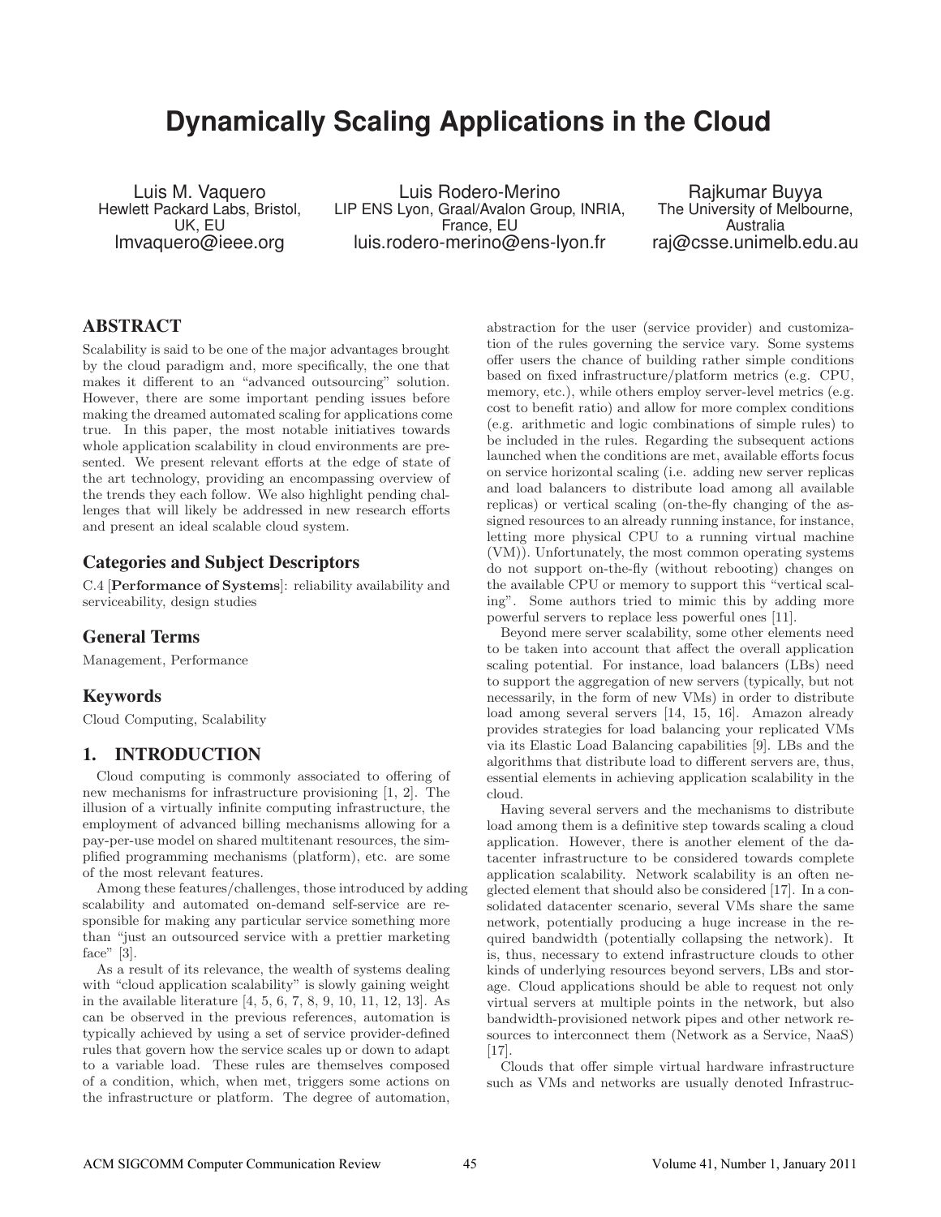# Dynamically Scaling Applications in the Cloud

Luis M. Vaquero
Hewlett Packard Labs, Bristol, UK, EU
lmvaquero@ieee.org

Luis Rodero-Merino
LIP ENS Lyon, Graal/Avalon Group, INRIA, France, EU
luis.rodero-merino@ens-lyon.fr

Rajkumar Buyya
The University of Melbourne, Australia
raj@csse.unimelb.edu.au

## ABSTRACT

Scalability is said to be one of the major advantages brought by the cloud paradigm and, more specifically, the one that makes it different to an "advanced outsourcing" solution. However, there are some important pending issues before making the dreamed automated scaling for applications come true. In this paper, the most notable initiatives towards whole application scalability in cloud environments are presented. We present relevant efforts at the edge of state of the art technology, providing an encompassing overview of the trends they each follow. We also highlight pending challenges that will likely be addressed in new research efforts and present an ideal scalable cloud system.

## Categories and Subject Descriptors

C.4 [**Performance of Systems**]: reliability availability and serviceability, design studies

## General Terms

Management, Performance

## Keywords

Cloud Computing, Scalability

## 1. INTRODUCTION

Cloud computing is commonly associated to offering of new mechanisms for infrastructure provisioning [1, 2]. The illusion of a virtually infinite computing infrastructure, the employment of advanced billing mechanisms allowing for a pay-per-use model on shared multitenant resources, the simplified programming mechanisms (platform), etc. are some of the most relevant features.

Among these features/challenges, those introduced by adding scalability and automated on-demand self-service are responsible for making any particular service something more than "just an outsourced service with a prettier marketing face" [3].

As a result of its relevance, the wealth of systems dealing with "cloud application scalability" is slowly gaining weight in the available literature [4, 5, 6, 7, 8, 9, 10, 11, 12, 13]. As can be observed in the previous references, automation is typically achieved by using a set of service provider-defined rules that govern how the service scales up or down to adapt to a variable load. These rules are themselves composed of a condition, which, when met, triggers some actions on the infrastructure or platform. The degree of automation, abstraction for the user (service provider) and customization of the rules governing the service vary. Some systems offer users the chance of building rather simple conditions based on fixed infrastructure/platform metrics (e.g. CPU, memory, etc.), while others employ server-level metrics (e.g. cost to benefit ratio) and allow for more complex conditions (e.g. arithmetic and logic combinations of simple rules) to be included in the rules. Regarding the subsequent actions launched when the conditions are met, available efforts focus on service horizontal scaling (i.e. adding new server replicas and load balancers to distribute load among all available replicas) or vertical scaling (on-the-fly changing of the assigned resources to an already running instance, for instance, letting more physical CPU to a running virtual machine (VM)). Unfortunately, the most common operating systems do not support on-the-fly (without rebooting) changes on the available CPU or memory to support this "vertical scaling". Some authors tried to mimic this by adding more powerful servers to replace less powerful ones [11].

Beyond mere server scalability, some other elements need to be taken into account that affect the overall application scaling potential. For instance, load balancers (LBs) need to support the aggregation of new servers (typically, but not necessarily, in the form of new VMs) in order to distribute load among several servers [14, 15, 16]. Amazon already provides strategies for load balancing your replicated VMs via its Elastic Load Balancing capabilities [9]. LBs and the algorithms that distribute load to different servers are, thus, essential elements in achieving application scalability in the cloud.

Having several servers and the mechanisms to distribute load among them is a definitive step towards scaling a cloud application. However, there is another element of the datacenter infrastructure to be considered towards complete application scalability. Network scalability is an often neglected element that should also be considered [17]. In a consolidated datacenter scenario, several VMs share the same network, potentially producing a huge increase in the required bandwidth (potentially collapsing the network). It is, thus, necessary to extend infrastructure clouds to other kinds of underlying resources beyond servers, LBs and storage. Cloud applications should be able to request not only virtual servers at multiple points in the network, but also bandwidth-provisioned network pipes and other network resources to interconnect them (Network as a Service, NaaS) [17].

Clouds that offer simple virtual hardware infrastructure such as VMs and networks are usually denoted Infrastruc-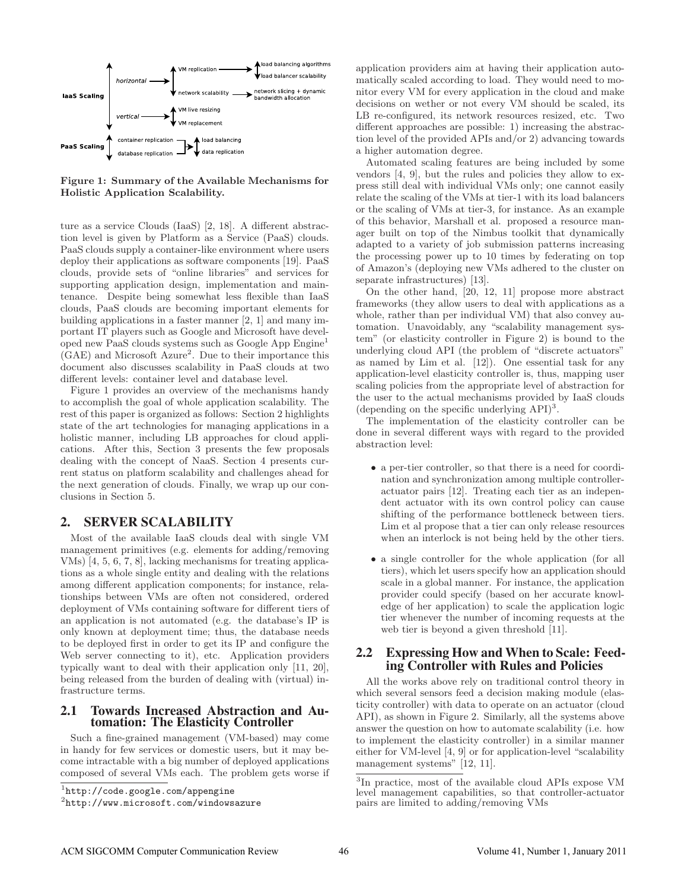Figure 1: Summary of the Available Mechanisms for Holistic Application Scalability.

ture as a service Clouds (IaaS) [2, 18]. A different abstraction level is given by Platform as a Service (PaaS) clouds. PaaS clouds supply a container-like environment where users deploy their applications as software components [19]. PaaS clouds, provide sets of "online libraries" and services for supporting application design, implementation and maintenance. Despite being somewhat less flexible than IaaS clouds, PaaS clouds are becoming important elements for building applications in a faster manner [2, 1] and many important IT players such as Google and Microsoft have developed new PaaS clouds systems such as Google App Engine[1] (GAE) and Microsoft Azure[2]. Due to their importance this document also discusses scalability in PaaS clouds at two different levels: container level and database level.

Figure 1 provides an overview of the mechanisms handy to accomplish the goal of whole application scalability. The rest of this paper is organized as follows: Section 2 highlights state of the art technologies for managing applications in a holistic manner, including LB approaches for cloud applications. After this, Section 3 presents the few proposals dealing with the concept of NaaS. Section 4 presents current status on platform scalability and challenges ahead for the next generation of clouds. Finally, we wrap up our conclusions in Section 5.

## 2. SERVER SCALABILITY

Most of the available IaaS clouds deal with single VM management primitives (e.g. elements for adding/removing VMs) [4, 5, 6, 7, 8], lacking mechanisms for treating applications as a whole single entity and dealing with the relations among different application components; for instance, relationships between VMs are often not considered, ordered deployment of VMs containing software for different tiers of an application is not automated (e.g. the database's IP is only known at deployment time; thus, the database needs to be deployed first in order to get its IP and configure the Web server connecting to it), etc. Application providers typically want to deal with their application only [11, 20], being released from the burden of dealing with (virtual) infrastructure terms.

### 2.1 Towards Increased Abstraction and Automation: The Elasticity Controller

Such a fine-grained management (VM-based) may come in handy for few services or domestic users, but it may become intractable with a big number of deployed applications composed of several VMs each. The problem gets worse if application providers aim at having their application automatically scaled according to load. They would need to monitor every VM for every application in the cloud and make decisions on wether or not every VM should be scaled, its LB re-configured, its network resources resized, etc. Two different approaches are possible: 1) increasing the abstraction level of the provided APIs and/or 2) advancing towards a higher automation degree.

Automated scaling features are being included by some vendors [4, 9], but the rules and policies they allow to express still deal with individual VMs only; one cannot easily relate the scaling of the VMs at tier-1 with its load balancers or the scaling of VMs at tier-3, for instance. As an example of this behavior, Marshall et al. proposed a resource manager built on top of the Nimbus toolkit that dynamically adapted to a variety of job submission patterns increasing the processing power up to 10 times by federating on top of Amazon's (deploying new VMs adhered to the cluster on separate infrastructures) [13].

On the other hand, [20, 12, 11] propose more abstract frameworks (they allow users to deal with applications as a whole, rather than per individual VM) that also convey automation. Unavoidably, any "scalability management system" (or elasticity controller in Figure 2) is bound to the underlying cloud API (the problem of "discrete actuators" as named by Lim et al. [12]). One essential task for any application-level elasticity controller is, thus, mapping user scaling policies from the appropriate level of abstraction for the user to the actual mechanisms provided by IaaS clouds (depending on the specific underlying API)[3].

The implementation of the elasticity controller can be done in several different ways with regard to the provided abstraction level:

- a per-tier controller, so that there is a need for coordination and synchronization among multiple controller-actuator pairs [12]. Treating each tier as an independent actuator with its own control policy can cause shifting of the performance bottleneck between tiers. Lim et al propose that a tier can only release resources when an interlock is not being held by the other tiers.
- a single controller for the whole application (for all tiers), which let users specify how an application should scale in a global manner. For instance, the application provider could specify (based on her accurate knowledge of her application) to scale the application logic tier whenever the number of incoming requests at the web tier is beyond a given threshold [11].

### 2.2 Expressing How and When to Scale: Feeding Controller with Rules and Policies

All the works above rely on traditional control theory in which several sensors feed a decision making module (elasticity controller) with data to operate on an actuator (cloud API), as shown in Figure 2. Similarly, all the systems above answer the question on how to automate scalability (i.e. how to implement the elasticity controller) in a similar manner either for VM-level [4, 9] or for application-level "scalability management systems" [12, 11].

[1] http://code.google.com/appengine

[2] http://www.microsoft.com/windowsazure

[3] In practice, most of the available cloud APIs expose VM level management capabilities, so that controller-actuator pairs are limited to adding/removing VMs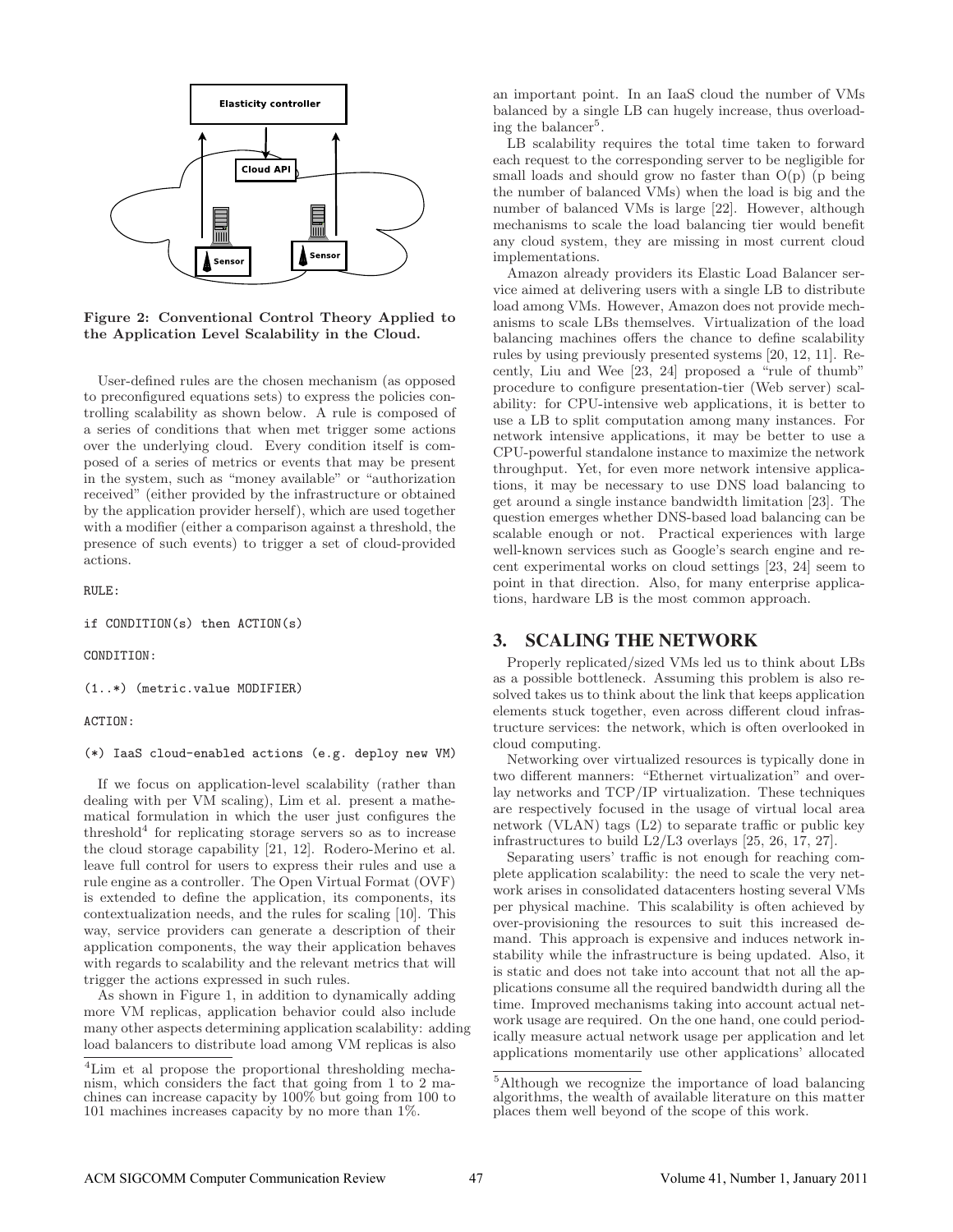**Figure 2: Conventional Control Theory Applied to the Application Level Scalability in the Cloud.**

User-defined rules are the chosen mechanism (as opposed to preconfigured equations sets) to express the policies controlling scalability as shown below. A rule is composed of a series of conditions that when met trigger some actions over the underlying cloud. Every condition itself is composed of a series of metrics or events that may be present in the system, such as "money available" or "authorization received" (either provided by the infrastructure or obtained by the application provider herself), which are used together with a modifier (either a comparison against a threshold, the presence of such events) to trigger a set of cloud-provided actions.

```
RULE:

if CONDITION(s) then ACTION(s)

CONDITION:

(1..*) (metric.value MODIFIER)

ACTION:

(*) IaaS cloud-enabled actions (e.g. deploy new VM)
```

If we focus on application-level scalability (rather than dealing with per VM scaling), Lim et al. present a mathematical formulation in which the user just configures the threshold[4] for replicating storage servers so as to increase the cloud storage capability [21, 12]. Rodero-Merino et al. leave full control for users to express their rules and use a rule engine as a controller. The Open Virtual Format (OVF) is extended to define the application, its components, its contextualization needs, and the rules for scaling [10]. This way, service providers can generate a description of their application components, the way their application behaves with regards to scalability and the relevant metrics that will trigger the actions expressed in such rules.

As shown in Figure 1, in addition to dynamically adding more VM replicas, application behavior could also include many other aspects determining application scalability: adding load balancers to distribute load among VM replicas is also an important point. In an IaaS cloud the number of VMs balanced by a single LB can hugely increase, thus overloading the balancer[5].

LB scalability requires the total time taken to forward each request to the corresponding server to be negligible for small loads and should grow no faster than O(p) (p being the number of balanced VMs) when the load is big and the number of balanced VMs is large [22]. However, although mechanisms to scale the load balancing tier would benefit any cloud system, they are missing in most current cloud implementations.

Amazon already providers its Elastic Load Balancer service aimed at delivering users with a single LB to distribute load among VMs. However, Amazon does not provide mechanisms to scale LBs themselves. Virtualization of the load balancing machines offers the chance to define scalability rules by using previously presented systems [20, 12, 11]. Recently, Liu and Wee [23, 24] proposed a "rule of thumb" procedure to configure presentation-tier (Web server) scalability: for CPU-intensive web applications, it is better to use a LB to split computation among many instances. For network intensive applications, it may be better to use a CPU-powerful standalone instance to maximize the network throughput. Yet, for even more network intensive applications, it may be necessary to use DNS load balancing to get around a single instance bandwidth limitation [23]. The question emerges whether DNS-based load balancing can be scalable enough or not. Practical experiences with large well-known services such as Google's search engine and recent experimental works on cloud settings [23, 24] seem to point in that direction. Also, for many enterprise applications, hardware LB is the most common approach.

## 3. SCALING THE NETWORK

Properly replicated/sized VMs led us to think about LBs as a possible bottleneck. Assuming this problem is also resolved takes us to think about the link that keeps application elements stuck together, even across different cloud infrastructure services: the network, which is often overlooked in cloud computing.

Networking over virtualized resources is typically done in two different manners: "Ethernet virtualization" and overlay networks and TCP/IP virtualization. These techniques are respectively focused in the usage of virtual local area network (VLAN) tags (L2) to separate traffic or public key infrastructures to build L2/L3 overlays [25, 26, 17, 27].

Separating users' traffic is not enough for reaching complete application scalability: the need to scale the very network arises in consolidated datacenters hosting several VMs per physical machine. This scalability is often achieved by over-provisioning the resources to suit this increased demand. This approach is expensive and induces network instability while the infrastructure is being updated. Also, it is static and does not take into account that not all the applications consume all the required bandwidth during all the time. Improved mechanisms taking into account actual network usage are required. On the one hand, one could periodically measure actual network usage per application and let applications momentarily use other applications' allocated

[4] Lim et al propose the proportional thresholding mechanism, which considers the fact that going from 1 to 2 machines can increase capacity by 100% but going from 100 to 101 machines increases capacity by no more than 1%.

[5] Although we recognize the importance of load balancing algorithms, the wealth of available literature on this matter places them well beyond of the scope of this work.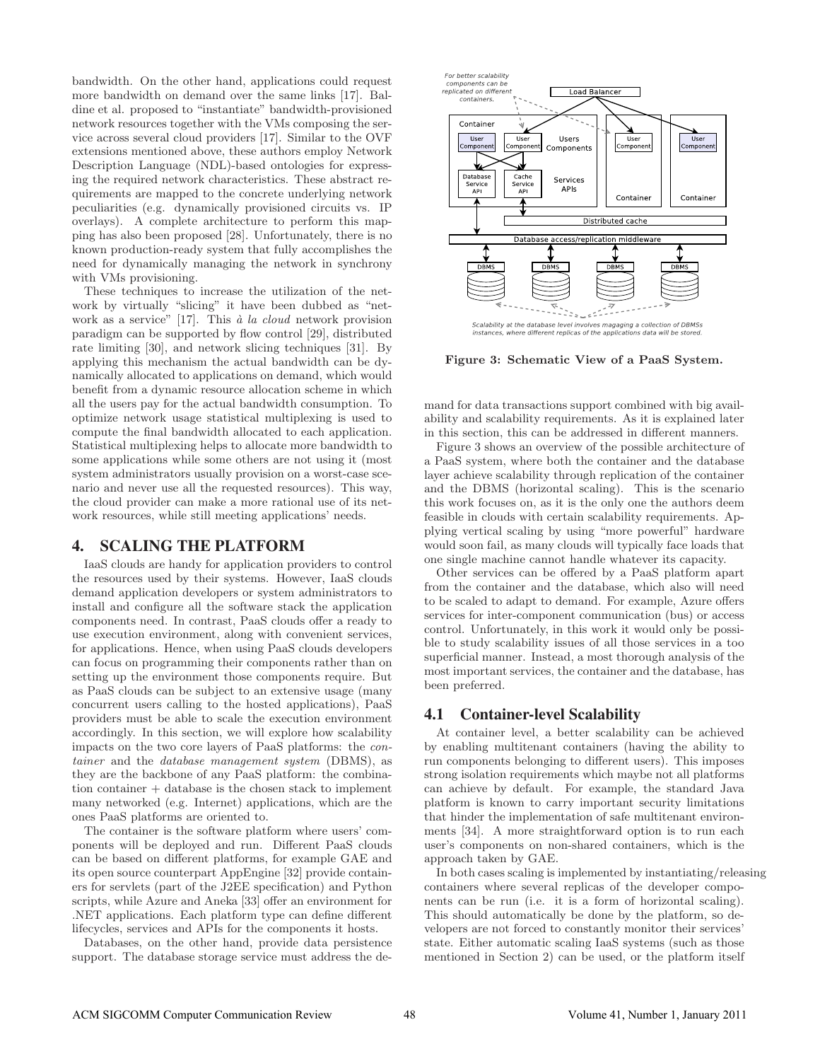bandwidth. On the other hand, applications could request more bandwidth on demand over the same links [17]. Baldine et al. proposed to "instantiate" bandwidth-provisioned network resources together with the VMs composing the service across several cloud providers [17]. Similar to the OVF extensions mentioned above, these authors employ Network Description Language (NDL)-based ontologies for expressing the required network characteristics. These abstract requirements are mapped to the concrete underlying network peculiarities (e.g. dynamically provisioned circuits vs. IP overlays). A complete architecture to perform this mapping has also been proposed [28]. Unfortunately, there is no known production-ready system that fully accomplishes the need for dynamically managing the network in synchrony with VMs provisioning.

These techniques to increase the utilization of the network by virtually "slicing" it have been dubbed as "network as a service" [17]. This *à la cloud* network provision paradigm can be supported by flow control [29], distributed rate limiting [30], and network slicing techniques [31]. By applying this mechanism the actual bandwidth can be dynamically allocated to applications on demand, which would benefit from a dynamic resource allocation scheme in which all the users pay for the actual bandwidth consumption. To optimize network usage statistical multiplexing is used to compute the final bandwidth allocated to each application. Statistical multiplexing helps to allocate more bandwidth to some applications while some others are not using it (most system administrators usually provision on a worst-case scenario and never use all the requested resources). This way, the cloud provider can make a more rational use of its network resources, while still meeting applications' needs.

## 4. SCALING THE PLATFORM

IaaS clouds are handy for application providers to control the resources used by their systems. However, IaaS clouds demand application developers or system administrators to install and configure all the software stack the application components need. In contrast, PaaS clouds offer a ready to use execution environment, along with convenient services, for applications. Hence, when using PaaS clouds developers can focus on programming their components rather than on setting up the environment those components require. But as PaaS clouds can be subject to an extensive usage (many concurrent users calling to the hosted applications), PaaS providers must be able to scale the execution environment accordingly. In this section, we will explore how scalability impacts on the two core layers of PaaS platforms: the *container* and the *database management system* (DBMS), as they are the backbone of any PaaS platform: the combination container + database is the chosen stack to implement many networked (e.g. Internet) applications, which are the ones PaaS platforms are oriented to.

The container is the software platform where users' components will be deployed and run. Different PaaS clouds can be based on different platforms, for example GAE and its open source counterpart AppEngine [32] provide containers for servlets (part of the J2EE specification) and Python scripts, while Azure and Aneka [33] offer an environment for .NET applications. Each platform type can define different lifecycles, services and APIs for the components it hosts.

Databases, on the other hand, provide data persistence support. The database storage service must address the demand for data transactions support combined with big availability and scalability requirements. As it is explained later in this section, this can be addressed in different manners.

For better scalability components can be replicated on different containers.

Load Balancer

Container

User Component

User Component

Users Components

User Component

User Component

Database Service API

Cache Service API

Services APIs

Container

Container

Distributed cache

Database access/replication middleware

DBMS

DBMS

DBMS

DBMS

Scalability at the database level involves magaging a collection of DBMSs instances, where different replicas of the applications data will be stored.

**Figure 3: Schematic View of a PaaS System.**

Figure 3 shows an overview of the possible architecture of a PaaS system, where both the container and the database layer achieve scalability through replication of the container and the DBMS (horizontal scaling). This is the scenario this work focuses on, as it is the only one the authors deem feasible in clouds with certain scalability requirements. Applying vertical scaling by using "more powerful" hardware would soon fail, as many clouds will typically face loads that one single machine cannot handle whatever its capacity.

Other services can be offered by a PaaS platform apart from the container and the database, which also will need to be scaled to adapt to demand. For example, Azure offers services for inter-component communication (bus) or access control. Unfortunately, in this work it would only be possible to study scalability issues of all those services in a too superficial manner. Instead, a most thorough analysis of the most important services, the container and the database, has been preferred.

### 4.1 Container-level Scalability

At container level, a better scalability can be achieved by enabling multitenant containers (having the ability to run components belonging to different users). This imposes strong isolation requirements which maybe not all platforms can achieve by default. For example, the standard Java platform is known to carry important security limitations that hinder the implementation of safe multitenant environments [34]. A more straightforward option is to run each user's components on non-shared containers, which is the approach taken by GAE.

In both cases scaling is implemented by instantiating/releasing containers where several replicas of the developer components can be run (i.e. it is a form of horizontal scaling). This should automatically be done by the platform, so developers are not forced to constantly monitor their services' state. Either automatic scaling IaaS systems (such as those mentioned in Section 2) can be used, or the platform itself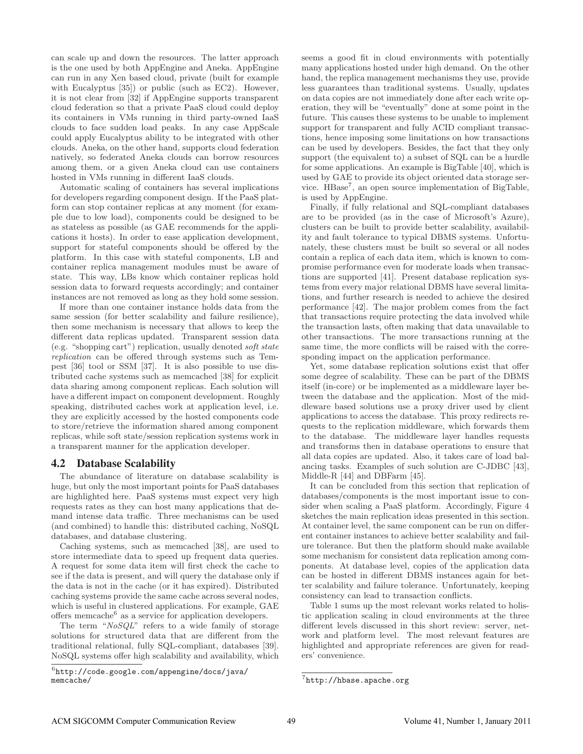can scale up and down the resources. The latter approach is the one used by both AppEngine and Aneka. AppEngine can run in any Xen based cloud, private (built for example with Eucalyptus [35]) or public (such as EC2). However, it is not clear from [32] if AppEngine supports transparent cloud federation so that a private PaaS cloud could deploy its containers in VMs running in third party-owned IaaS clouds to face sudden load peaks. In any case AppScale could apply Eucalyptus ability to be integrated with other clouds. Aneka, on the other hand, supports cloud federation natively, so federated Aneka clouds can borrow resources among them, or a given Aneka cloud can use containers hosted in VMs running in different IaaS clouds.

Automatic scaling of containers has several implications for developers regarding component design. If the PaaS platform can stop container replicas at any moment (for example due to low load), components could be designed to be as stateless as possible (as GAE recommends for the applications it hosts). In order to ease application development, support for stateful components should be offered by the platform. In this case with stateful components, LB and container replica management modules must be aware of state. This way, LBs know which container replicas hold session data to forward requests accordingly; and container instances are not removed as long as they hold some session.

If more than one container instance holds data from the same session (for better scalability and failure resilience), then some mechanism is necessary that allows to keep the different data replicas updated. Transparent session data (e.g. "shopping cart") replication, usually denoted *soft state replication* can be offered through systems such as Tempest [36] tool or SSM [37]. It is also possible to use distributed cache systems such as memcached [38] for explicit data sharing among component replicas. Each solution will have a different impact on component development. Roughly speaking, distributed caches work at application level, i.e. they are explicitly accessed by the hosted components code to store/retrieve the information shared among component replicas, while soft state/session replication systems work in a transparent manner for the application developer.

## 4.2 Database Scalability

The abundance of literature on database scalability is huge, but only the most important points for PaaS databases are highlighted here. PaaS systems must expect very high requests rates as they can host many applications that demand intense data traffic. Three mechanisms can be used (and combined) to handle this: distributed caching, NoSQL databases, and database clustering.

Caching systems, such as memcached [38], are used to store intermediate data to speed up frequent data queries. A request for some data item will first check the cache to see if the data is present, and will query the database only if the data is not in the cache (or it has expired). Distributed caching systems provide the same cache across several nodes, which is useful in clustered applications. For example, GAE offers memcache[6] as a service for application developers.

The term "*NoSQL*" refers to a wide family of storage solutions for structured data that are different from the traditional relational, fully SQL-compliant, databases [39]. NoSQL systems offer high scalability and availability, which seems a good fit in cloud environments with potentially many applications hosted under high demand. On the other hand, the replica management mechanisms they use, provide less guarantees than traditional systems. Usually, updates on data copies are not immediately done after each write operation, they will be "eventually" done at some point in the future. This causes these systems to be unable to implement support for transparent and fully ACID compliant transactions, hence imposing some limitations on how transactions can be used by developers. Besides, the fact that they only support (the equivalent to) a subset of SQL can be a hurdle for some applications. An example is BigTable [40], which is used by GAE to provide its object oriented data storage service. HBase[7], an open source implementation of BigTable, is used by AppEngine.

Finally, if fully relational and SQL-compliant databases are to be provided (as in the case of Microsoft's Azure), clusters can be built to provide better scalability, availability and fault tolerance to typical DBMS systems. Unfortunately, these clusters must be built so several or all nodes contain a replica of each data item, which is known to compromise performance even for moderate loads when transactions are supported [41]. Present database replication systems from every major relational DBMS have several limitations, and further research is needed to achieve the desired performance [42]. The major problem comes from the fact that transactions require protecting the data involved while the transaction lasts, often making that data unavailable to other transactions. The more transactions running at the same time, the more conflicts will be raised with the corresponding impact on the application performance.

Yet, some database replication solutions exist that offer some degree of scalability. These can be part of the DBMS itself (in-core) or be implemented as a middleware layer between the database and the application. Most of the middleware based solutions use a proxy driver used by client applications to access the database. This proxy redirects requests to the replication middleware, which forwards them to the database. The middleware layer handles requests and transforms then in database operations to ensure that all data copies are updated. Also, it takes care of load balancing tasks. Examples of such solution are C-JDBC [43], Middle-R [44] and DBFarm [45].

It can be concluded from this section that replication of databases/components is the most important issue to consider when scaling a PaaS platform. Accordingly, Figure 4 sketches the main replication ideas presented in this section. At container level, the same component can be run on different container instances to achieve better scalability and failure tolerance. But then the platform should make available some mechanism for consistent data replication among components. At database level, copies of the application data can be hosted in different DBMS instances again for better scalability and failure tolerance. Unfortunately, keeping consistency can lead to transaction conflicts.

Table 1 sums up the most relevant works related to holistic application scaling in cloud environments at the three different levels discussed in this short review: server, network and platform level. The most relevant features are highlighted and appropriate references are given for readers' convenience.

[6] http://code.google.com/appengine/docs/java/memcache/

[7] http://hbase.apache.org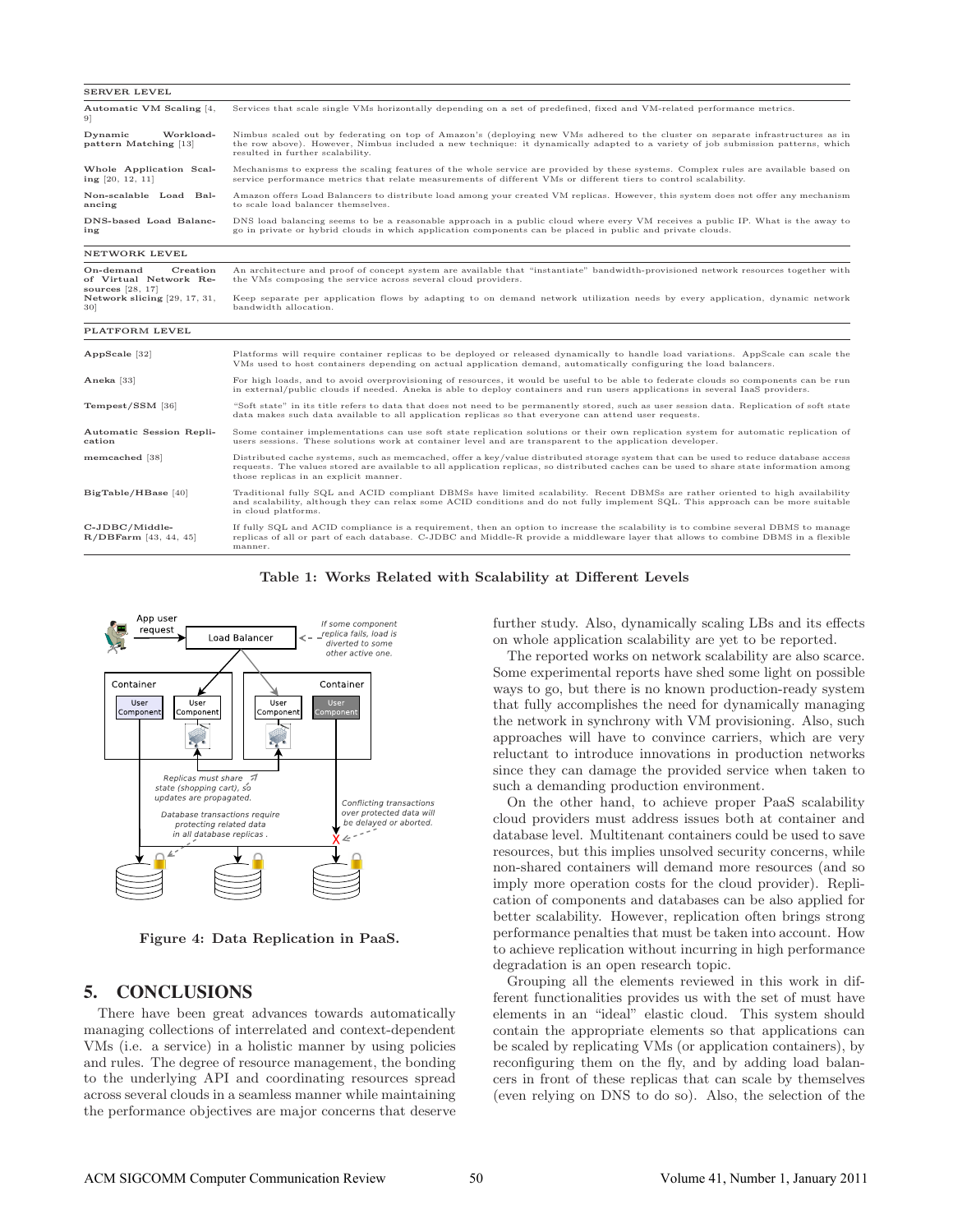| | |
|---|---|
| **SERVER LEVEL** | |
| **Automatic VM Scaling** [4, 9] | Services that scale single VMs horizontally depending on a set of predefined, fixed and VM-related performance metrics. |
| **Dynamic Workload-pattern Matching** [13] | Nimbus scaled out by federating on top of Amazon's (deploying new VMs adhered to the cluster on separate infrastructures as in the row above). However, Nimbus included a new technique: it dynamically adapted to a variety of job submission patterns, which resulted in further scalability. |
| **Whole Application Scaling** [20, 12, 11] | Mechanisms to express the scaling features of the whole service are provided by these systems. Complex rules are available based on service performance metrics that relate measurements of different VMs or different tiers to control scalability. |
| **Non-scalable Load Balancing** | Amazon offers Load Balancers to distribute load among your created VM replicas. However, this system does not offer any mechanism to scale load balancer themselves. |
| **DNS-based Load Balancing** | DNS load balancing seems to be a reasonable approach in a public cloud where every VM receives a public IP. What is the away to go in private or hybrid clouds in which application components can be placed in public and private clouds. |
| **NETWORK LEVEL** | |
| **On-demand Creation of Virtual Network Resources** [28, 17] | An architecture and proof of concept system are available that "instantiate" bandwidth-provisioned network resources together with the VMs composing the service across several cloud providers. |
| **Network slicing** [29, 17, 31, 30] | Keep separate per application flows by adapting to on demand network utilization needs by every application, dynamic network bandwidth allocation. |
| **PLATFORM LEVEL** | |
| **AppScale** [32] | Platforms will require container replicas to be deployed or released dynamically to handle load variations. AppScale can scale the VMs used to host containers depending on actual application demand, automatically configuring the load balancers. |
| **Aneka** [33] | For high loads, and to avoid overprovisioning of resources, it would be useful to be able to federate clouds so components can be run in external/public clouds if needed. Aneka is able to deploy containers and run users applications in several IaaS providers. |
| **Tempest/SSM** [36] | "Soft state" in its title refers to data that does not need to be permanently stored, such as user session data. Replication of soft state data makes such data available to all application replicas so that everyone can attend user requests. |
| **Automatic Session Replication** | Some container implementations can use soft state replication solutions or their own replication system for automatic replication of users sessions. These solutions work at container level and are transparent to the application developer. |
| **memcached** [38] | Distributed cache systems, such as memcached, offer a key/value distributed storage system that can be used to reduce database access requests. The values stored are available to all application replicas, so distributed caches can be used to share state information among those replicas in an explicit manner. |
| **BigTable/HBase** [40] | Traditional fully SQL and ACID compliant DBMSs have limited scalability. Recent DBMSs are rather oriented to high availability and scalability, although they can relax some ACID conditions and do not fully implement SQL. This approach can be more suitable in cloud platforms. |
| **C-JDBC/Middle-R/DBFarm** [43, 44, 45] | If fully SQL and ACID compliance is a requirement, then an option to increase the scalability is to combine several DBMS to manage replicas of all or part of each database. C-JDBC and Middle-R provide a middleware layer that allows to combine DBMS in a flexible manner. |

**Table 1: Works Related with Scalability at Different Levels**

**Figure 4: Data Replication in PaaS.**

## 5. CONCLUSIONS

There have been great advances towards automatically managing collections of interrelated and context-dependent VMs (i.e. a service) in a holistic manner by using policies and rules. The degree of resource management, the bonding to the underlying API and coordinating resources spread across several clouds in a seamless manner while maintaining the performance objectives are major concerns that deserve further study. Also, dynamically scaling LBs and its effects on whole application scalability are yet to be reported.

The reported works on network scalability are also scarce. Some experimental reports have shed some light on possible ways to go, but there is no known production-ready system that fully accomplishes the need for dynamically managing the network in synchrony with VM provisioning. Also, such approaches will have to convince carriers, which are very reluctant to introduce innovations in production networks since they can damage the provided service when taken to such a demanding production environment.

On the other hand, to achieve proper PaaS scalability cloud providers must address issues both at container and database level. Multitenant containers could be used to save resources, but this implies unsolved security concerns, while non-shared containers will demand more resources (and so imply more operation costs for the cloud provider). Replication of components and databases can be also applied for better scalability. However, replication often brings strong performance penalties that must be taken into account. How to achieve replication without incurring in high performance degradation is an open research topic.

Grouping all the elements reviewed in this work in different functionalities provides us with the set of must have elements in an "ideal" elastic cloud. This system should contain the appropriate elements so that applications can be scaled by replicating VMs (or application containers), by reconfiguring them on the fly, and by adding load balancers in front of these replicas that can scale by themselves (even relying on DNS to do so). Also, the selection of the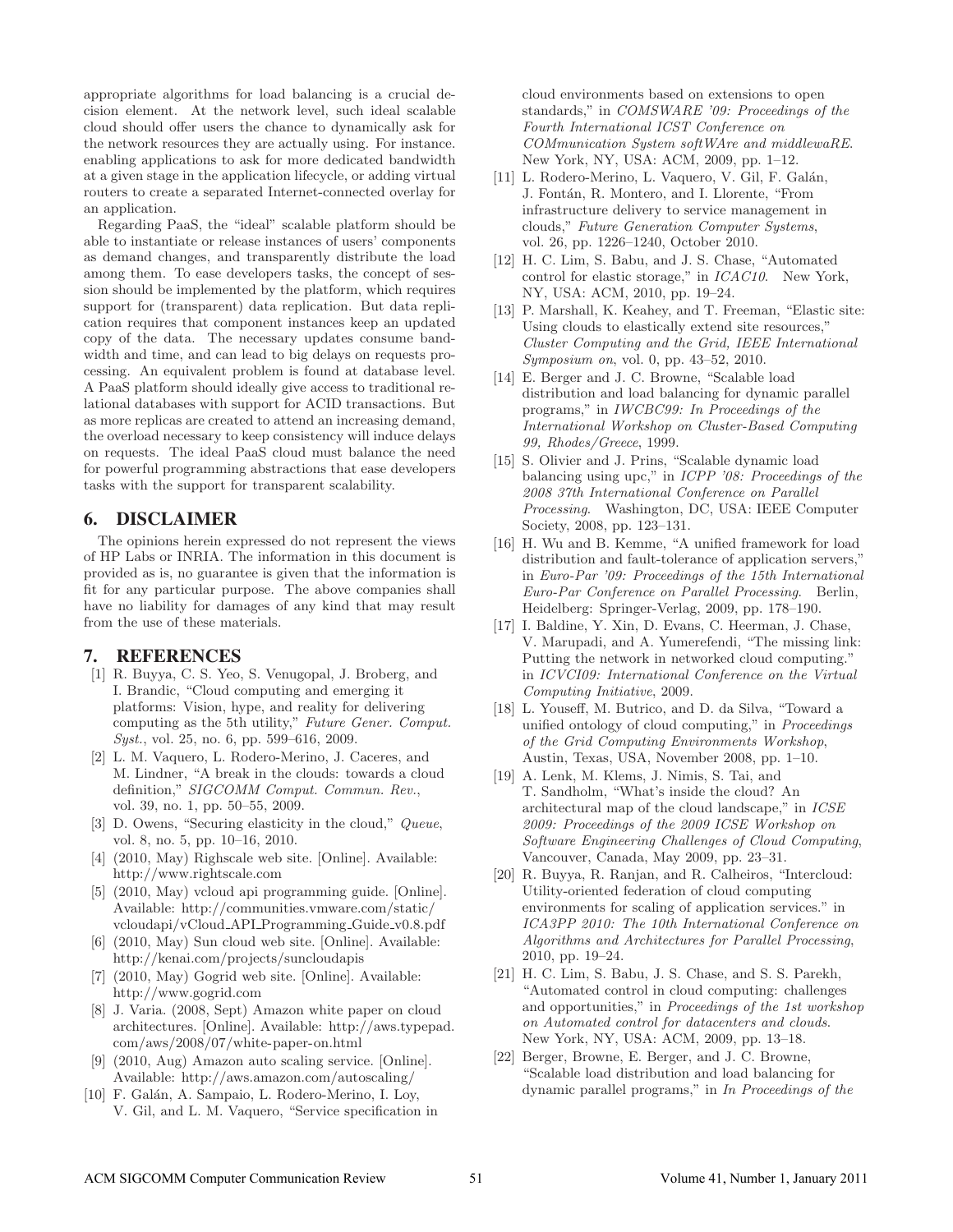appropriate algorithms for load balancing is a crucial decision element. At the network level, such ideal scalable cloud should offer users the chance to dynamically ask for the network resources they are actually using. For instance. enabling applications to ask for more dedicated bandwidth at a given stage in the application lifecycle, or adding virtual routers to create a separated Internet-connected overlay for an application.

Regarding PaaS, the "ideal" scalable platform should be able to instantiate or release instances of users' components as demand changes, and transparently distribute the load among them. To ease developers tasks, the concept of session should be implemented by the platform, which requires support for (transparent) data replication. But data replication requires that component instances keep an updated copy of the data. The necessary updates consume bandwidth and time, and can lead to big delays on requests processing. An equivalent problem is found at database level. A PaaS platform should ideally give access to traditional relational databases with support for ACID transactions. But as more replicas are created to attend an increasing demand, the overload necessary to keep consistency will induce delays on requests. The ideal PaaS cloud must balance the need for powerful programming abstractions that ease developers tasks with the support for transparent scalability.

## 6. DISCLAIMER

The opinions herein expressed do not represent the views of HP Labs or INRIA. The information in this document is provided as is, no guarantee is given that the information is fit for any particular purpose. The above companies shall have no liability for damages of any kind that may result from the use of these materials.

## 7. REFERENCES

[1] R. Buyya, C. S. Yeo, S. Venugopal, J. Broberg, and I. Brandic, "Cloud computing and emerging it platforms: Vision, hype, and reality for delivering computing as the 5th utility," *Future Gener. Comput. Syst.*, vol. 25, no. 6, pp. 599–616, 2009.

[2] L. M. Vaquero, L. Rodero-Merino, J. Caceres, and M. Lindner, "A break in the clouds: towards a cloud definition," *SIGCOMM Comput. Commun. Rev.*, vol. 39, no. 1, pp. 50–55, 2009.

[3] D. Owens, "Securing elasticity in the cloud," *Queue*, vol. 8, no. 5, pp. 10–16, 2010.

[4] (2010, May) Righscale web site. [Online]. Available: http://www.rightscale.com

[5] (2010, May) vcloud api programming guide. [Online]. Available: http://communities.vmware.com/static/vcloudapi/vCloud_API_Programming_Guide_v0.8.pdf

[6] (2010, May) Sun cloud web site. [Online]. Available: http://kenai.com/projects/suncloudapis

[7] (2010, May) Gogrid web site. [Online]. Available: http://www.gogrid.com

[8] J. Varia. (2008, Sept) Amazon white paper on cloud architectures. [Online]. Available: http://aws.typepad.com/aws/2008/07/white-paper-on.html

[9] (2010, Aug) Amazon auto scaling service. [Online]. Available: http://aws.amazon.com/autoscaling/

[10] F. Galán, A. Sampaio, L. Rodero-Merino, I. Loy, V. Gil, and L. M. Vaquero, "Service specification in cloud environments based on extensions to open standards," in *COMSWARE '09: Proceedings of the Fourth International ICST Conference on COMmunication System softWAre and middlewaRE*. New York, NY, USA: ACM, 2009, pp. 1–12.

[11] L. Rodero-Merino, L. Vaquero, V. Gil, F. Galán, J. Fontán, R. Montero, and I. Llorente, "From infrastructure delivery to service management in clouds," *Future Generation Computer Systems*, vol. 26, pp. 1226–1240, October 2010.

[12] H. C. Lim, S. Babu, and J. S. Chase, "Automated control for elastic storage," in *ICAC10*. New York, NY, USA: ACM, 2010, pp. 19–24.

[13] P. Marshall, K. Keahey, and T. Freeman, "Elastic site: Using clouds to elastically extend site resources," *Cluster Computing and the Grid, IEEE International Symposium on*, vol. 0, pp. 43–52, 2010.

[14] E. Berger and J. C. Browne, "Scalable load distribution and load balancing for dynamic parallel programs," in *IWCBC99: In Proceedings of the International Workshop on Cluster-Based Computing 99, Rhodes/Greece*, 1999.

[15] S. Olivier and J. Prins, "Scalable dynamic load balancing using upc," in *ICPP '08: Proceedings of the 2008 37th International Conference on Parallel Processing*. Washington, DC, USA: IEEE Computer Society, 2008, pp. 123–131.

[16] H. Wu and B. Kemme, "A unified framework for load distribution and fault-tolerance of application servers," in *Euro-Par '09: Proceedings of the 15th International Euro-Par Conference on Parallel Processing*. Berlin, Heidelberg: Springer-Verlag, 2009, pp. 178–190.

[17] I. Baldine, Y. Xin, D. Evans, C. Heerman, J. Chase, V. Marupadi, and A. Yumerefendi, "The missing link: Putting the network in networked cloud computing." in *ICVCI09: International Conference on the Virtual Computing Initiative*, 2009.

[18] L. Youseff, M. Butrico, and D. da Silva, "Toward a unified ontology of cloud computing," in *Proceedings of the Grid Computing Environments Workshop*, Austin, Texas, USA, November 2008, pp. 1–10.

[19] A. Lenk, M. Klems, J. Nimis, S. Tai, and T. Sandholm, "What's inside the cloud? An architectural map of the cloud landscape," in *ICSE 2009: Proceedings of the 2009 ICSE Workshop on Software Engineering Challenges of Cloud Computing*, Vancouver, Canada, May 2009, pp. 23–31.

[20] R. Buyya, R. Ranjan, and R. Calheiros, "Intercloud: Utility-oriented federation of cloud computing environments for scaling of application services." in *ICA3PP 2010: The 10th International Conference on Algorithms and Architectures for Parallel Processing*, 2010, pp. 19–24.

[21] H. C. Lim, S. Babu, J. S. Chase, and S. S. Parekh, "Automated control in cloud computing: challenges and opportunities," in *Proceedings of the 1st workshop on Automated control for datacenters and clouds*. New York, NY, USA: ACM, 2009, pp. 13–18.

[22] Berger, Browne, E. Berger, and J. C. Browne, "Scalable load distribution and load balancing for dynamic parallel programs," in *In Proceedings of the*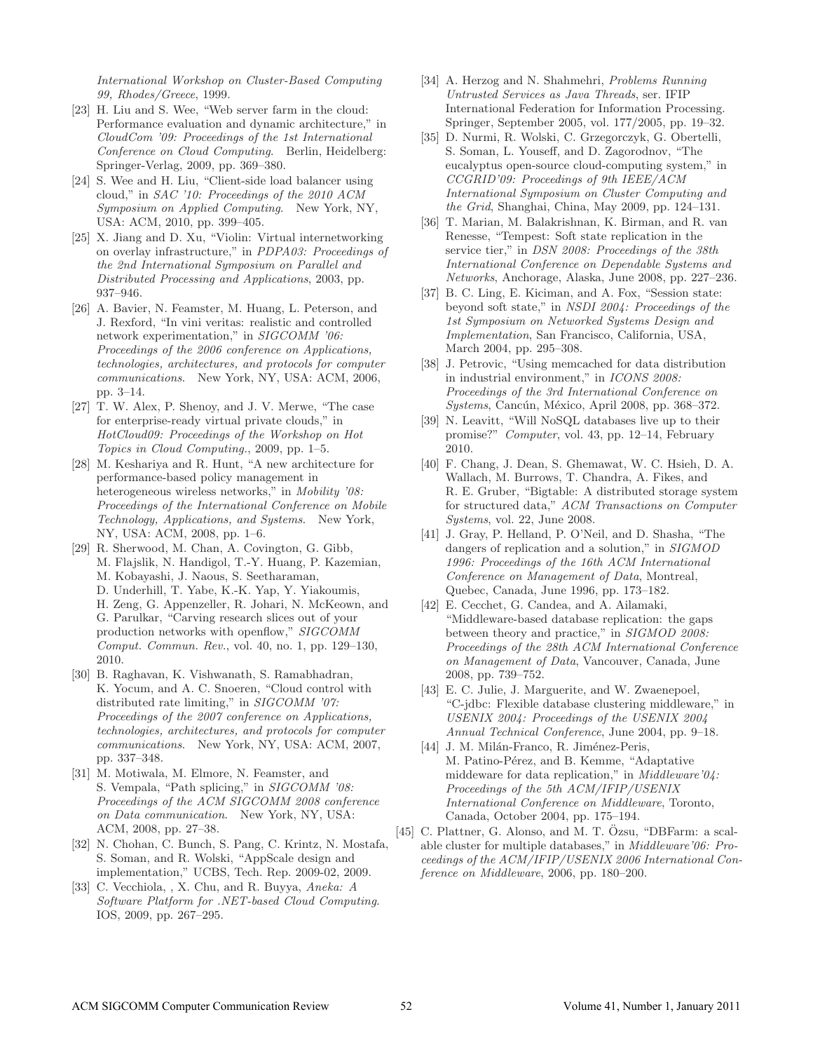International Workshop on Cluster-Based Computing 99, Rhodes/Greece*, 1999.

[23] H. Liu and S. Wee, "Web server farm in the cloud: Performance evaluation and dynamic architecture," in *CloudCom '09: Proceedings of the 1st International Conference on Cloud Computing*. Berlin, Heidelberg: Springer-Verlag, 2009, pp. 369–380.

[24] S. Wee and H. Liu, "Client-side load balancer using cloud," in *SAC '10: Proceedings of the 2010 ACM Symposium on Applied Computing*. New York, NY, USA: ACM, 2010, pp. 399–405.

[25] X. Jiang and D. Xu, "Violin: Virtual internetworking on overlay infrastructure," in *PDPA03: Proceedings of the 2nd International Symposium on Parallel and Distributed Processing and Applications*, 2003, pp. 937–946.

[26] A. Bavier, N. Feamster, M. Huang, L. Peterson, and J. Rexford, "In vini veritas: realistic and controlled network experimentation," in *SIGCOMM '06: Proceedings of the 2006 conference on Applications, technologies, architectures, and protocols for computer communications*. New York, NY, USA: ACM, 2006, pp. 3–14.

[27] T. W. Alex, P. Shenoy, and J. V. Merwe, "The case for enterprise-ready virtual private clouds," in *HotCloud09: Proceedings of the Workshop on Hot Topics in Cloud Computing.*, 2009, pp. 1–5.

[28] M. Keshariya and R. Hunt, "A new architecture for performance-based policy management in heterogeneous wireless networks," in *Mobility '08: Proceedings of the International Conference on Mobile Technology, Applications, and Systems*. New York, NY, USA: ACM, 2008, pp. 1–6.

[29] R. Sherwood, M. Chan, A. Covington, G. Gibb, M. Flajslik, N. Handigol, T.-Y. Huang, P. Kazemian, M. Kobayashi, J. Naous, S. Seetharaman, D. Underhill, T. Yabe, K.-K. Yap, Y. Yiakoumis, H. Zeng, G. Appenzeller, R. Johari, N. McKeown, and G. Parulkar, "Carving research slices out of your production networks with openflow," *SIGCOMM Comput. Commun. Rev.*, vol. 40, no. 1, pp. 129–130, 2010.

[30] B. Raghavan, K. Vishwanath, S. Ramabhadran, K. Yocum, and A. C. Snoeren, "Cloud control with distributed rate limiting," in *SIGCOMM '07: Proceedings of the 2007 conference on Applications, technologies, architectures, and protocols for computer communications*. New York, NY, USA: ACM, 2007, pp. 337–348.

[31] M. Motiwala, M. Elmore, N. Feamster, and S. Vempala, "Path splicing," in *SIGCOMM '08: Proceedings of the ACM SIGCOMM 2008 conference on Data communication*. New York, NY, USA: ACM, 2008, pp. 27–38.

[32] N. Chohan, C. Bunch, S. Pang, C. Krintz, N. Mostafa, S. Soman, and R. Wolski, "AppScale design and implementation," UCBS, Tech. Rep. 2009-02, 2009.

[33] C. Vecchiola, , X. Chu, and R. Buyya, *Aneka: A Software Platform for .NET-based Cloud Computing*. IOS, 2009, pp. 267–295.

[34] A. Herzog and N. Shahmehri, *Problems Running Untrusted Services as Java Threads*, ser. IFIP International Federation for Information Processing. Springer, September 2005, vol. 177/2005, pp. 19–32.

[35] D. Nurmi, R. Wolski, C. Grzegorczyk, G. Obertelli, S. Soman, L. Youseff, and D. Zagorodnov, "The eucalyptus open-source cloud-computing system," in *CCGRID'09: Proceedings of 9th IEEE/ACM International Symposium on Cluster Computing and the Grid*, Shanghai, China, May 2009, pp. 124–131.

[36] T. Marian, M. Balakrishnan, K. Birman, and R. van Renesse, "Tempest: Soft state replication in the service tier," in *DSN 2008: Proceedings of the 38th International Conference on Dependable Systems and Networks*, Anchorage, Alaska, June 2008, pp. 227–236.

[37] B. C. Ling, E. Kiciman, and A. Fox, "Session state: beyond soft state," in *NSDI 2004: Proceedings of the 1st Symposium on Networked Systems Design and Implementation*, San Francisco, California, USA, March 2004, pp. 295–308.

[38] J. Petrovic, "Using memcached for data distribution in industrial environment," in *ICONS 2008: Proceedings of the 3rd International Conference on Systems*, Cancún, México, April 2008, pp. 368–372.

[39] N. Leavitt, "Will NoSQL databases live up to their promise?" *Computer*, vol. 43, pp. 12–14, February 2010.

[40] F. Chang, J. Dean, S. Ghemawat, W. C. Hsieh, D. A. Wallach, M. Burrows, T. Chandra, A. Fikes, and R. E. Gruber, "Bigtable: A distributed storage system for structured data," *ACM Transactions on Computer Systems*, vol. 22, June 2008.

[41] J. Gray, P. Helland, P. O'Neil, and D. Shasha, "The dangers of replication and a solution," in *SIGMOD 1996: Proceedings of the 16th ACM International Conference on Management of Data*, Montreal, Quebec, Canada, June 1996, pp. 173–182.

[42] E. Cecchet, G. Candea, and A. Ailamaki, "Middleware-based database replication: the gaps between theory and practice," in *SIGMOD 2008: Proceedings of the 28th ACM International Conference on Management of Data*, Vancouver, Canada, June 2008, pp. 739–752.

[43] E. C. Julie, J. Marguerite, and W. Zwaenepoel, "C-jdbc: Flexible database clustering middleware," in *USENIX 2004: Proceedings of the USENIX 2004 Annual Technical Conference*, June 2004, pp. 9–18.

[44] J. M. Milán-Franco, R. Jiménez-Peris, M. Patino-Pérez, and B. Kemme, "Adaptative middeware for data replication," in *Middleware'04: Proceedings of the 5th ACM/IFIP/USENIX International Conference on Middleware*, Toronto, Canada, October 2004, pp. 175–194.

[45] C. Plattner, G. Alonso, and M. T. Özsu, "DBFarm: a scalable cluster for multiple databases," in *Middleware'06: Proceedings of the ACM/IFIP/USENIX 2006 International Conference on Middleware*, 2006, pp. 180–200.